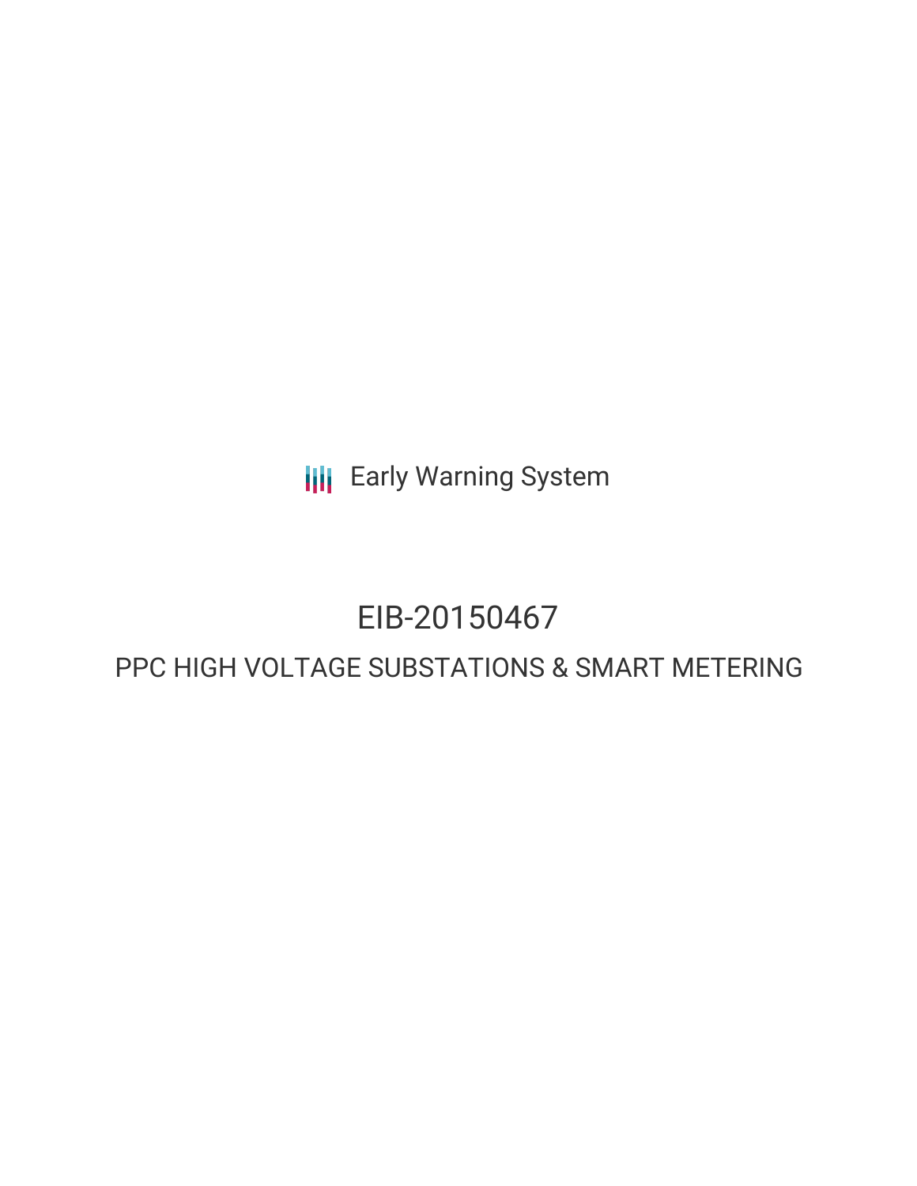Early Warning System

# EIB-20150467

## PPC HIGH VOLTAGE SUBSTATIONS & SMART METERING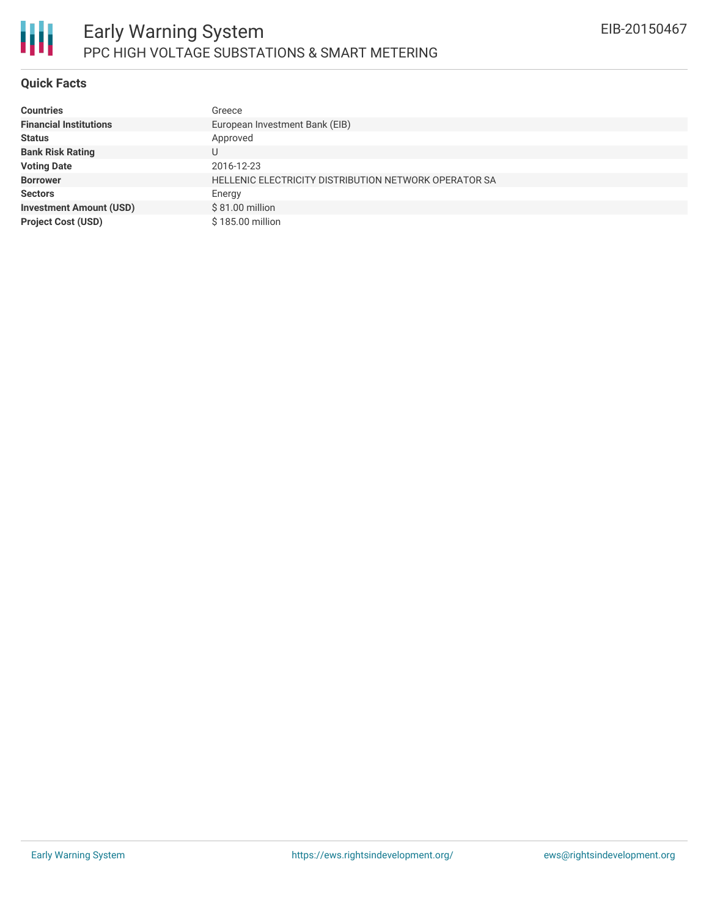# Early Warning System

## PPC HIGH VOLTAGE SUBSTATIONS & SMART METERING

EIB-20150467

### Quick Facts

| | |
|---|---|
| **Countries** | Greece |
| **Financial Institutions** | European Investment Bank (EIB) |
| **Status** | Approved |
| **Bank Risk Rating** | U |
| **Voting Date** | 2016-12-23 |
| **Borrower** | HELLENIC ELECTRICITY DISTRIBUTION NETWORK OPERATOR SA |
| **Sectors** | Energy |
| **Investment Amount (USD)** | $ 81.00 million |
| **Project Cost (USD)** | $ 185.00 million |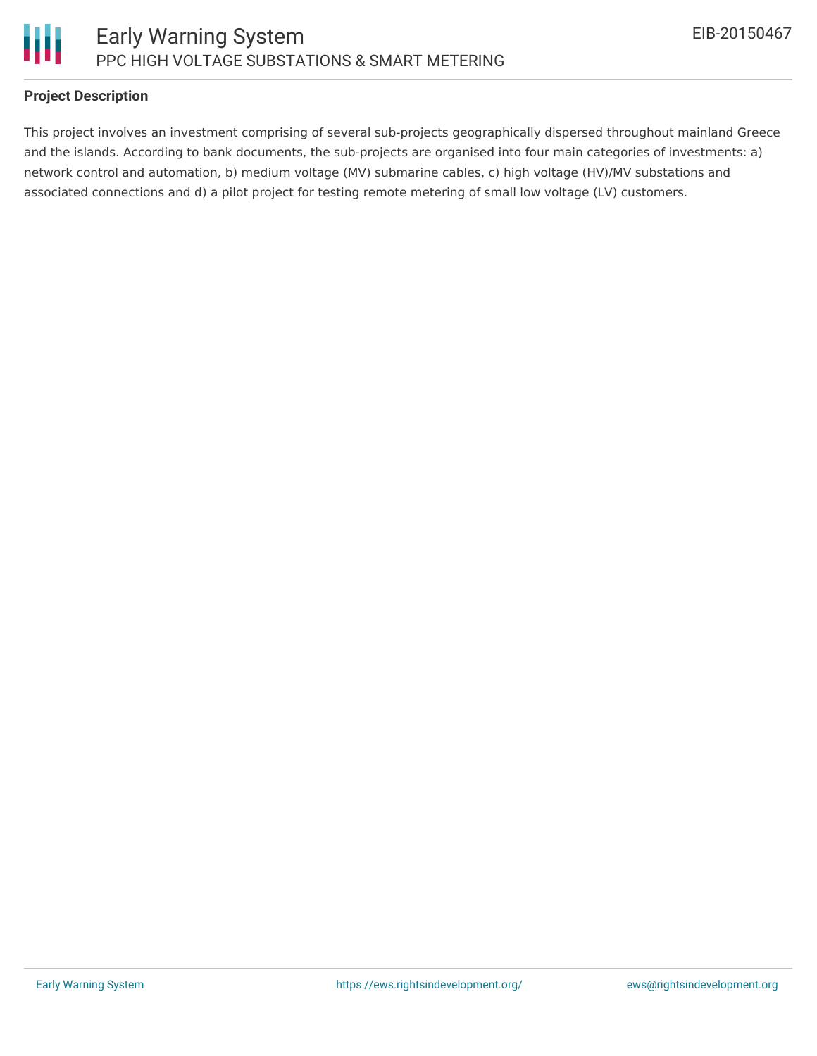**Project Description**

This project involves an investment comprising of several sub-projects geographically dispersed throughout mainland Greece and the islands. According to bank documents, the sub-projects are organised into four main categories of investments: a) network control and automation, b) medium voltage (MV) submarine cables, c) high voltage (HV)/MV substations and associated connections and d) a pilot project for testing remote metering of small low voltage (LV) customers.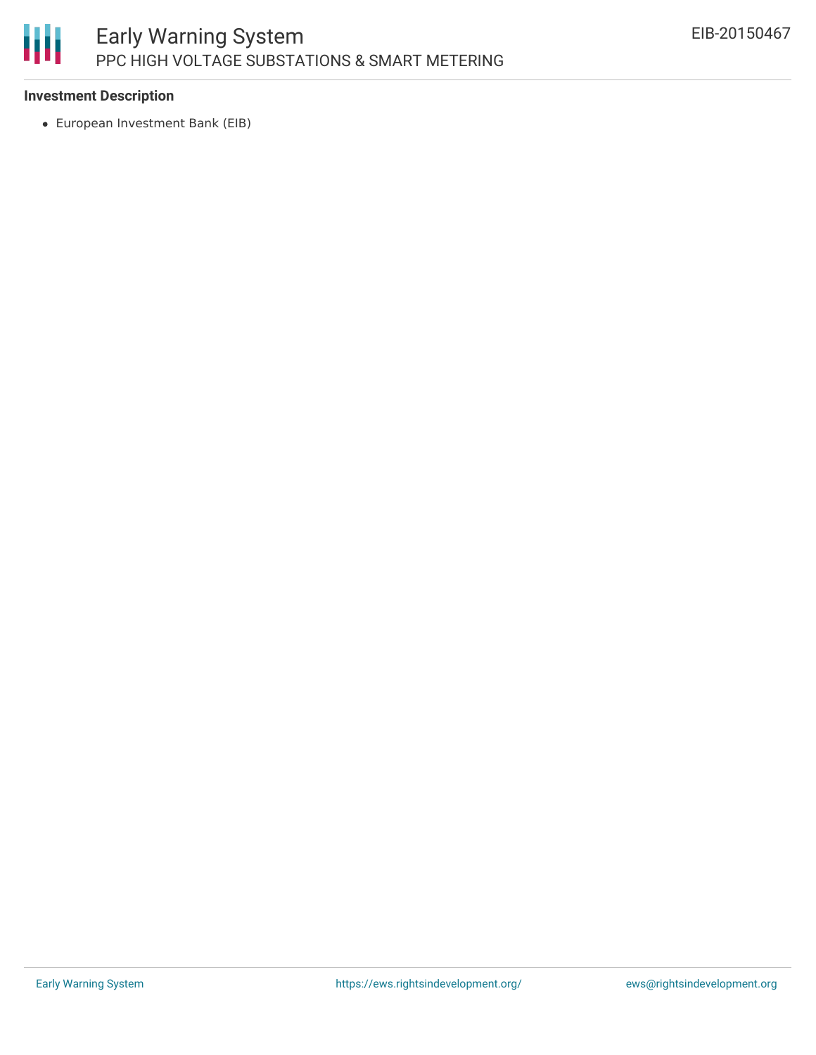### Investment Description

- European Investment Bank (EIB)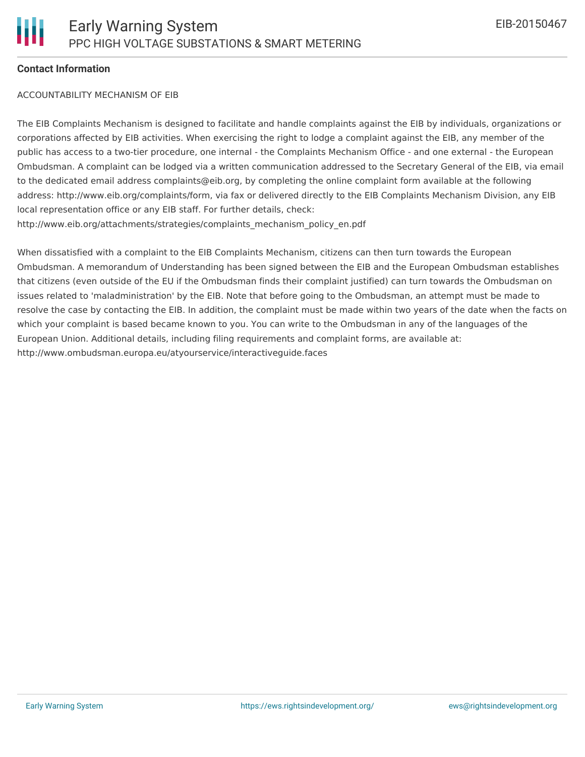**Contact Information**

ACCOUNTABILITY MECHANISM OF EIB

The EIB Complaints Mechanism is designed to facilitate and handle complaints against the EIB by individuals, organizations or corporations affected by EIB activities. When exercising the right to lodge a complaint against the EIB, any member of the public has access to a two-tier procedure, one internal - the Complaints Mechanism Office - and one external - the European Ombudsman. A complaint can be lodged via a written communication addressed to the Secretary General of the EIB, via email to the dedicated email address complaints@eib.org, by completing the online complaint form available at the following address: http://www.eib.org/complaints/form, via fax or delivered directly to the EIB Complaints Mechanism Division, any EIB local representation office or any EIB staff. For further details, check: http://www.eib.org/attachments/strategies/complaints_mechanism_policy_en.pdf

When dissatisfied with a complaint to the EIB Complaints Mechanism, citizens can then turn towards the European Ombudsman. A memorandum of Understanding has been signed between the EIB and the European Ombudsman establishes that citizens (even outside of the EU if the Ombudsman finds their complaint justified) can turn towards the Ombudsman on issues related to 'maladministration' by the EIB. Note that before going to the Ombudsman, an attempt must be made to resolve the case by contacting the EIB. In addition, the complaint must be made within two years of the date when the facts on which your complaint is based became known to you. You can write to the Ombudsman in any of the languages of the European Union. Additional details, including filing requirements and complaint forms, are available at: http://www.ombudsman.europa.eu/atyourservice/interactiveguide.faces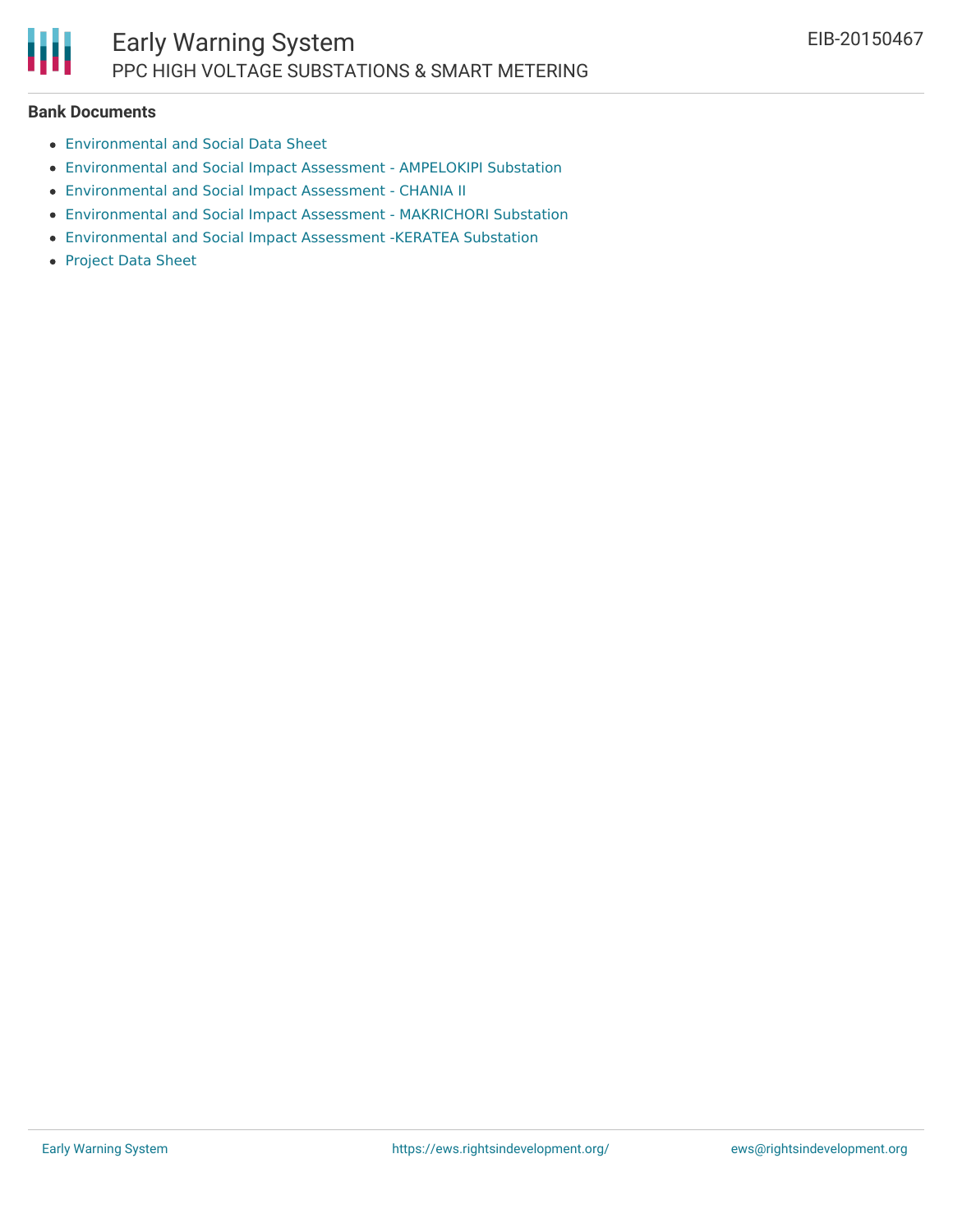## Bank Documents

- Environmental and Social Data Sheet
- Environmental and Social Impact Assessment - AMPELOKIPI Substation
- Environmental and Social Impact Assessment - CHANIA II
- Environmental and Social Impact Assessment - MAKRICHORI Substation
- Environmental and Social Impact Assessment -KERATEA Substation
- Project Data Sheet